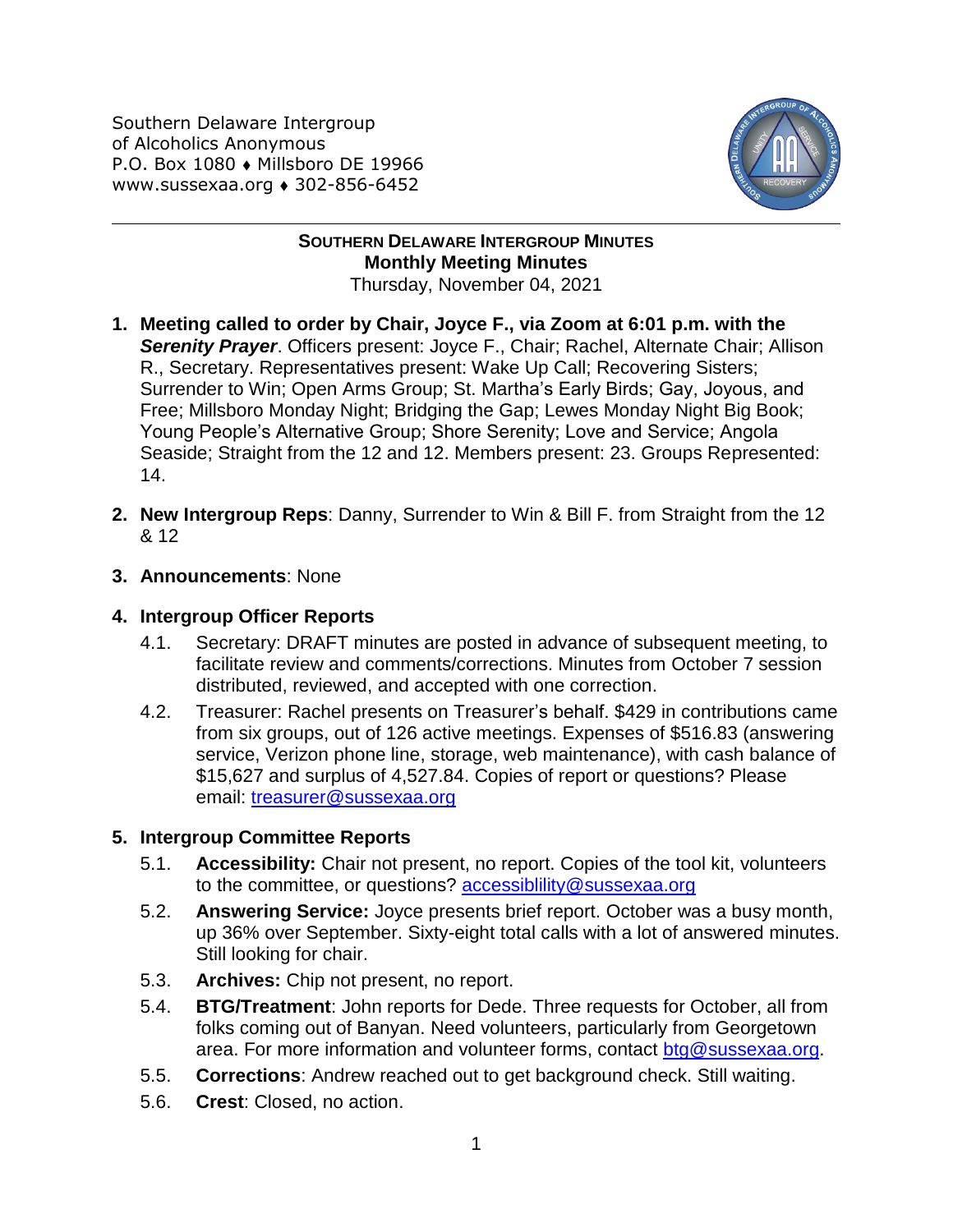Southern Delaware Intergroup
of Alcoholics Anonymous
P.O. Box 1080 ♦ Millsboro DE 19966
www.sussexaa.org ♦ 302-856-6452

---

# SOUTHERN DELAWARE INTERGROUP MINUTES

## Monthly Meeting Minutes

Thursday, November 04, 2021

1. **Meeting called to order by Chair, Joyce F., via Zoom at 6:01 p.m. with the *Serenity Prayer***. Officers present: Joyce F., Chair; Rachel, Alternate Chair; Allison R., Secretary. Representatives present: Wake Up Call; Recovering Sisters; Surrender to Win; Open Arms Group; St. Martha's Early Birds; Gay, Joyous, and Free; Millsboro Monday Night; Bridging the Gap; Lewes Monday Night Big Book; Young People's Alternative Group; Shore Serenity; Love and Service; Angola Seaside; Straight from the 12 and 12. Members present: 23. Groups Represented: 14.

2. **New Intergroup Reps**: Danny, Surrender to Win & Bill F. from Straight from the 12 & 12

3. **Announcements**: None

4. **Intergroup Officer Reports**
   - 4.1. Secretary: DRAFT minutes are posted in advance of subsequent meeting, to facilitate review and comments/corrections. Minutes from October 7 session distributed, reviewed, and accepted with one correction.
   - 4.2. Treasurer: Rachel presents on Treasurer's behalf. $429 in contributions came from six groups, out of 126 active meetings. Expenses of $516.83 (answering service, Verizon phone line, storage, web maintenance), with cash balance of $15,627 and surplus of 4,527.84. Copies of report or questions? Please email: treasurer@sussexaa.org

5. **Intergroup Committee Reports**
   - 5.1. **Accessibility:** Chair not present, no report. Copies of the tool kit, volunteers to the committee, or questions? accessiblility@sussexaa.org
   - 5.2. **Answering Service:** Joyce presents brief report. October was a busy month, up 36% over September. Sixty-eight total calls with a lot of answered minutes. Still looking for chair.
   - 5.3. **Archives:** Chip not present, no report.
   - 5.4. **BTG/Treatment**: John reports for Dede. Three requests for October, all from folks coming out of Banyan. Need volunteers, particularly from Georgetown area. For more information and volunteer forms, contact btg@sussexaa.org.
   - 5.5. **Corrections**: Andrew reached out to get background check. Still waiting.
   - 5.6. **Crest**: Closed, no action.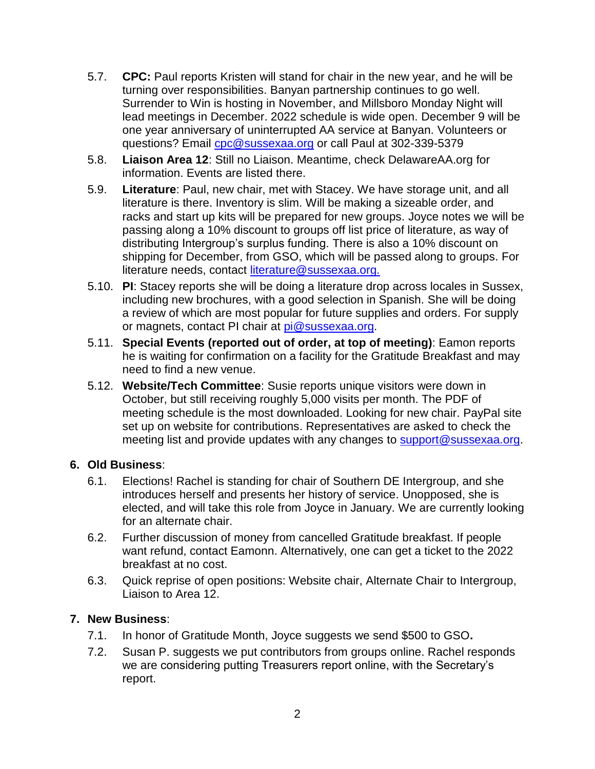5.7. **CPC:** Paul reports Kristen will stand for chair in the new year, and he will be turning over responsibilities. Banyan partnership continues to go well. Surrender to Win is hosting in November, and Millsboro Monday Night will lead meetings in December. 2022 schedule is wide open. December 9 will be one year anniversary of uninterrupted AA service at Banyan. Volunteers or questions? Email cpc@sussexaa.org or call Paul at 302-339-5379

5.8. **Liaison Area 12**: Still no Liaison. Meantime, check DelawareAA.org for information. Events are listed there.

5.9. **Literature**: Paul, new chair, met with Stacey. We have storage unit, and all literature is there. Inventory is slim. Will be making a sizeable order, and racks and start up kits will be prepared for new groups. Joyce notes we will be passing along a 10% discount to groups off list price of literature, as way of distributing Intergroup's surplus funding. There is also a 10% discount on shipping for December, from GSO, which will be passed along to groups. For literature needs, contact literature@sussexaa.org.

5.10. **PI**: Stacey reports she will be doing a literature drop across locales in Sussex, including new brochures, with a good selection in Spanish. She will be doing a review of which are most popular for future supplies and orders. For supply or magnets, contact PI chair at pi@sussexaa.org.

5.11. **Special Events (reported out of order, at top of meeting)**: Eamon reports he is waiting for confirmation on a facility for the Gratitude Breakfast and may need to find a new venue.

5.12. **Website/Tech Committee**: Susie reports unique visitors were down in October, but still receiving roughly 5,000 visits per month. The PDF of meeting schedule is the most downloaded. Looking for new chair. PayPal site set up on website for contributions. Representatives are asked to check the meeting list and provide updates with any changes to support@sussexaa.org.

**6. Old Business**:

6.1. Elections! Rachel is standing for chair of Southern DE Intergroup, and she introduces herself and presents her history of service. Unopposed, she is elected, and will take this role from Joyce in January. We are currently looking for an alternate chair.

6.2. Further discussion of money from cancelled Gratitude breakfast. If people want refund, contact Eamonn. Alternatively, one can get a ticket to the 2022 breakfast at no cost.

6.3. Quick reprise of open positions: Website chair, Alternate Chair to Intergroup, Liaison to Area 12.

**7. New Business**:

7.1. In honor of Gratitude Month, Joyce suggests we send $500 to GSO**.**

7.2. Susan P. suggests we put contributors from groups online. Rachel responds we are considering putting Treasurers report online, with the Secretary's report.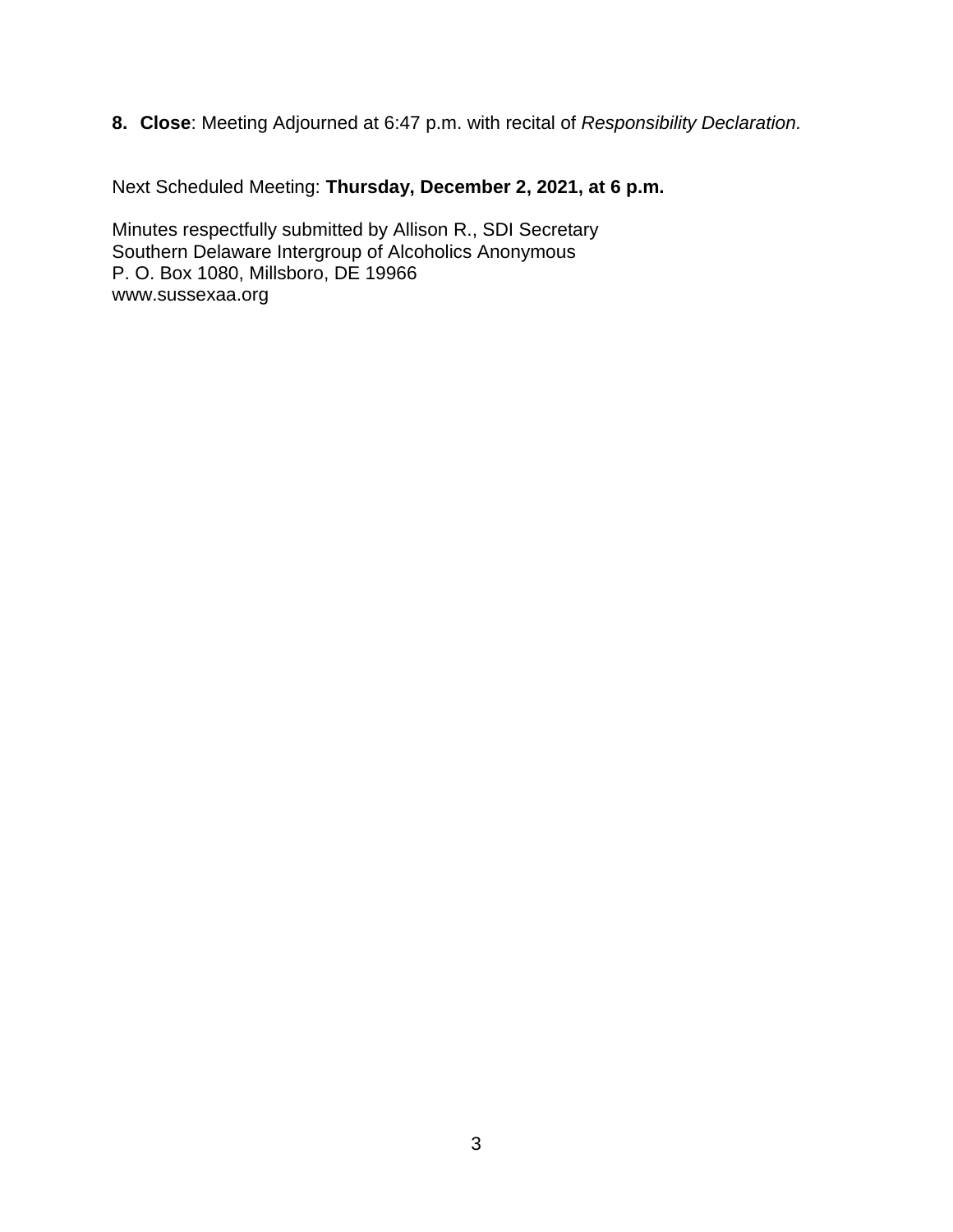8. **Close**: Meeting Adjourned at 6:47 p.m. with recital of *Responsibility Declaration.*

Next Scheduled Meeting: **Thursday, December 2, 2021, at 6 p.m.**

Minutes respectfully submitted by Allison R., SDI Secretary
Southern Delaware Intergroup of Alcoholics Anonymous
P. O. Box 1080, Millsboro, DE 19966
www.sussexaa.org